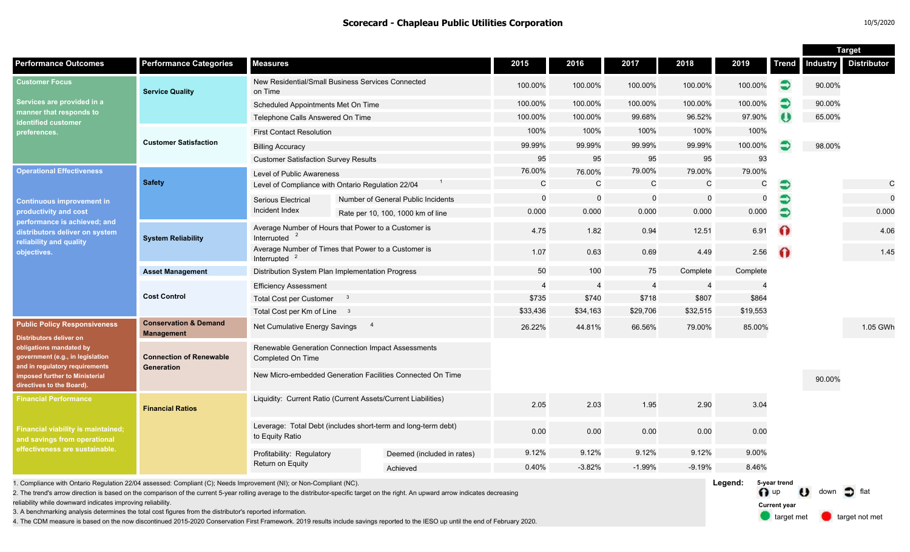# Scorecard - Chapleau Public Utilities Corporation

10/5/2020

| Performance Outcomes | Performance Categories | Measures | | 2015 | 2016 | 2017 | 2018 | 2019 | Trend | Target: Industry | Target: Distributor |
|---|---|---|---|---|---|---|---|---|---|---|---|
| **Customer Focus** Services are provided in a manner that responds to identified customer preferences. | **Service Quality** | New Residential/Small Business Services Connected on Time | | 100.00% | 100.00% | 100.00% | 100.00% | 100.00% | flat | 90.00% | |
| | | Scheduled Appointments Met On Time | | 100.00% | 100.00% | 100.00% | 100.00% | 100.00% | flat | 90.00% | |
| | | Telephone Calls Answered On Time | | 100.00% | 100.00% | 99.68% | 96.52% | 97.90% | down | 65.00% | |
| | **Customer Satisfaction** | First Contact Resolution | | 100% | 100% | 100% | 100% | 100% | | | |
| | | Billing Accuracy | | 99.99% | 99.99% | 99.99% | 99.99% | 100.00% | flat | 98.00% | |
| | | Customer Satisfaction Survey Results | | 95 | 95 | 95 | 95 | 93 | | | |
| **Operational Effectiveness** Continuous improvement in productivity and cost performance is achieved; and distributors deliver on system reliability and quality objectives. | **Safety** | Level of Public Awareness | | 76.00% | 76.00% | 79.00% | 79.00% | 79.00% | | | |
| | | Level of Compliance with Ontario Regulation 22/04 [1] | | C | C | C | C | C | flat | | C |
| | | Serious Electrical Incident Index | Number of General Public Incidents | 0 | 0 | 0 | 0 | 0 | flat | | 0 |
| | | | Rate per 10, 100, 1000 km of line | 0.000 | 0.000 | 0.000 | 0.000 | 0.000 | flat | | 0.000 |
| | **System Reliability** | Average Number of Hours that Power to a Customer is Interrupted [2] | | 4.75 | 1.82 | 0.94 | 12.51 | 6.91 | up | | 4.06 |
| | | Average Number of Times that Power to a Customer is Interrupted [2] | | 1.07 | 0.63 | 0.69 | 4.49 | 2.56 | up | | 1.45 |
| | **Asset Management** | Distribution System Plan Implementation Progress | | 50 | 100 | 75 | Complete | Complete | | | |
| | **Cost Control** | Efficiency Assessment | | 4 | 4 | 4 | 4 | 4 | | | |
| | | Total Cost per Customer [3] | | $735 | $740 | $718 | $807 | $864 | | | |
| | | Total Cost per Km of Line [3] | | $33,436 | $34,163 | $29,706 | $32,515 | $19,553 | | | |
| **Public Policy Responsiveness** Distributors deliver on obligations mandated by government (e.g., in legislation and in regulatory requirements imposed further to Ministerial directives to the Board). | **Conservation & Demand Management** | Net Cumulative Energy Savings [4] | | 26.22% | 44.81% | 66.56% | 79.00% | 85.00% | | | 1.05 GWh |
| | **Connection of Renewable Generation** | Renewable Generation Connection Impact Assessments Completed On Time | | | | | | | | | |
| | | New Micro-embedded Generation Facilities Connected On Time | | | | | | | | 90.00% | |
| **Financial Performance** Financial viability is maintained; and savings from operational effectiveness are sustainable. | **Financial Ratios** | Liquidity: Current Ratio (Current Assets/Current Liabilities) | | 2.05 | 2.03 | 1.95 | 2.90 | 3.04 | | | |
| | | Leverage: Total Debt (includes short-term and long-term debt) to Equity Ratio | | 0.00 | 0.00 | 0.00 | 0.00 | 0.00 | | | |
| | | Profitability: Regulatory Return on Equity | Deemed (included in rates) | 9.12% | 9.12% | 9.12% | 9.12% | 9.00% | | | |
| | | | Achieved | 0.40% | -3.82% | -1.99% | -9.19% | 8.46% | | | |

1. Compliance with Ontario Regulation 22/04 assessed: Compliant (C); Needs Improvement (NI); or Non-Compliant (NC).
2. The trend's arrow direction is based on the comparison of the current 5-year rolling average to the distributor-specific target on the right. An upward arrow indicates decreasing reliability while downward indicates improving reliability.
3. A benchmarking analysis determines the total cost figures from the distributor's reported information.
4. The CDM measure is based on the now discontinued 2015-2020 Conservation First Framework. 2019 results include savings reported to the IESO up until the end of February 2020.

**Legend:**
5-year trend: up, down, flat
Current year: target met, target not met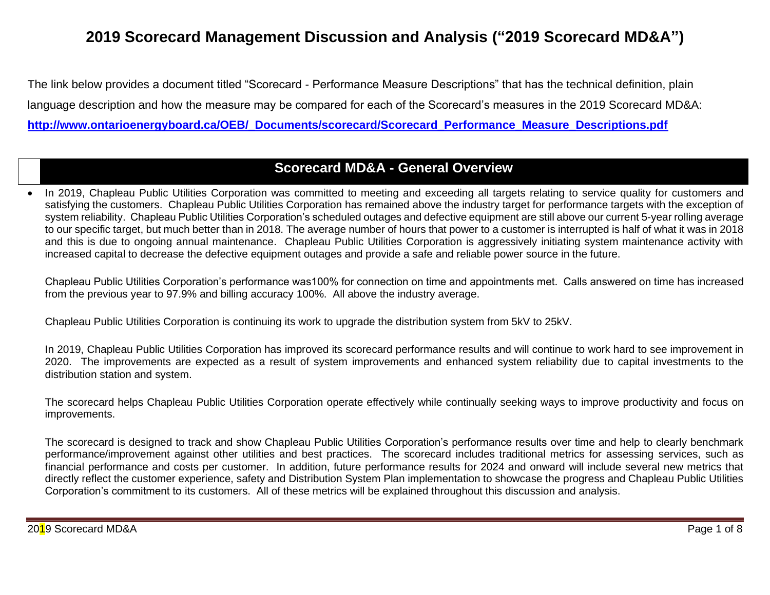# 2019 Scorecard Management Discussion and Analysis ("2019 Scorecard MD&A")

The link below provides a document titled "Scorecard - Performance Measure Descriptions" that has the technical definition, plain language description and how the measure may be compared for each of the Scorecard's measures in the 2019 Scorecard MD&A:

**http://www.ontarioenergyboard.ca/OEB/_Documents/scorecard/Scorecard_Performance_Measure_Descriptions.pdf**

## Scorecard MD&A - General Overview

- In 2019, Chapleau Public Utilities Corporation was committed to meeting and exceeding all targets relating to service quality for customers and satisfying the customers. Chapleau Public Utilities Corporation has remained above the industry target for performance targets with the exception of system reliability. Chapleau Public Utilities Corporation's scheduled outages and defective equipment are still above our current 5-year rolling average to our specific target, but much better than in 2018. The average number of hours that power to a customer is interrupted is half of what it was in 2018 and this is due to ongoing annual maintenance. Chapleau Public Utilities Corporation is aggressively initiating system maintenance activity with increased capital to decrease the defective equipment outages and provide a safe and reliable power source in the future.

  Chapleau Public Utilities Corporation's performance was100% for connection on time and appointments met. Calls answered on time has increased from the previous year to 97.9% and billing accuracy 100%. All above the industry average.

  Chapleau Public Utilities Corporation is continuing its work to upgrade the distribution system from 5kV to 25kV.

  In 2019, Chapleau Public Utilities Corporation has improved its scorecard performance results and will continue to work hard to see improvement in 2020. The improvements are expected as a result of system improvements and enhanced system reliability due to capital investments to the distribution station and system.

  The scorecard helps Chapleau Public Utilities Corporation operate effectively while continually seeking ways to improve productivity and focus on improvements.

  The scorecard is designed to track and show Chapleau Public Utilities Corporation's performance results over time and help to clearly benchmark performance/improvement against other utilities and best practices. The scorecard includes traditional metrics for assessing services, such as financial performance and costs per customer. In addition, future performance results for 2024 and onward will include several new metrics that directly reflect the customer experience, safety and Distribution System Plan implementation to showcase the progress and Chapleau Public Utilities Corporation's commitment to its customers. All of these metrics will be explained throughout this discussion and analysis.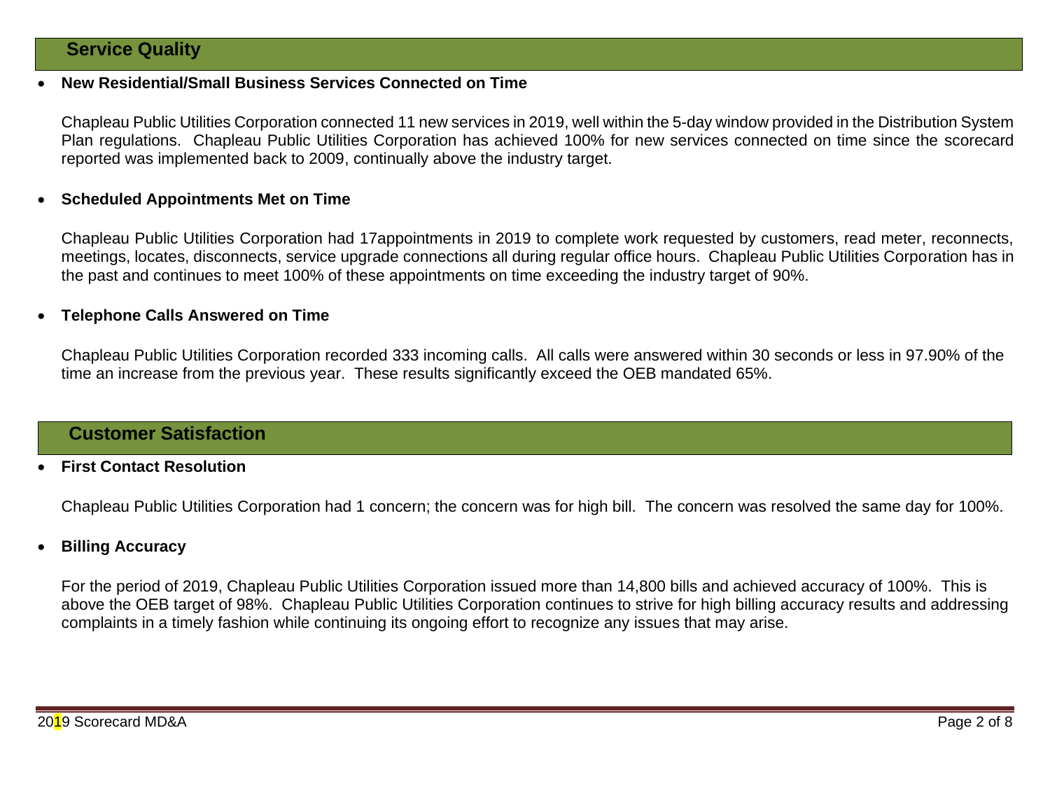## Service Quality

- **New Residential/Small Business Services Connected on Time**

  Chapleau Public Utilities Corporation connected 11 new services in 2019, well within the 5-day window provided in the Distribution System Plan regulations. Chapleau Public Utilities Corporation has achieved 100% for new services connected on time since the scorecard reported was implemented back to 2009, continually above the industry target.

- **Scheduled Appointments Met on Time**

  Chapleau Public Utilities Corporation had 17appointments in 2019 to complete work requested by customers, read meter, reconnects, meetings, locates, disconnects, service upgrade connections all during regular office hours. Chapleau Public Utilities Corporation has in the past and continues to meet 100% of these appointments on time exceeding the industry target of 90%.

- **Telephone Calls Answered on Time**

  Chapleau Public Utilities Corporation recorded 333 incoming calls. All calls were answered within 30 seconds or less in 97.90% of the time an increase from the previous year. These results significantly exceed the OEB mandated 65%.

## Customer Satisfaction

- **First Contact Resolution**

  Chapleau Public Utilities Corporation had 1 concern; the concern was for high bill. The concern was resolved the same day for 100%.

- **Billing Accuracy**

  For the period of 2019, Chapleau Public Utilities Corporation issued more than 14,800 bills and achieved accuracy of 100%. This is above the OEB target of 98%. Chapleau Public Utilities Corporation continues to strive for high billing accuracy results and addressing complaints in a timely fashion while continuing its ongoing effort to recognize any issues that may arise.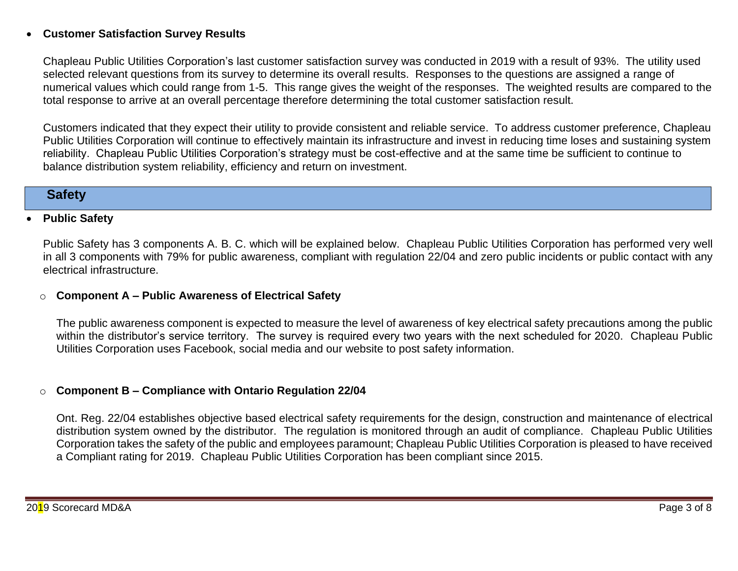- **Customer Satisfaction Survey Results**

  Chapleau Public Utilities Corporation's last customer satisfaction survey was conducted in 2019 with a result of 93%. The utility used selected relevant questions from its survey to determine its overall results. Responses to the questions are assigned a range of numerical values which could range from 1-5. This range gives the weight of the responses. The weighted results are compared to the total response to arrive at an overall percentage therefore determining the total customer satisfaction result.

  Customers indicated that they expect their utility to provide consistent and reliable service. To address customer preference, Chapleau Public Utilities Corporation will continue to effectively maintain its infrastructure and invest in reducing time loses and sustaining system reliability. Chapleau Public Utilities Corporation's strategy must be cost-effective and at the same time be sufficient to continue to balance distribution system reliability, efficiency and return on investment.

## Safety

- **Public Safety**

  Public Safety has 3 components A. B. C. which will be explained below. Chapleau Public Utilities Corporation has performed very well in all 3 components with 79% for public awareness, compliant with regulation 22/04 and zero public incidents or public contact with any electrical infrastructure.

  - **Component A – Public Awareness of Electrical Safety**

    The public awareness component is expected to measure the level of awareness of key electrical safety precautions among the public within the distributor's service territory. The survey is required every two years with the next scheduled for 2020. Chapleau Public Utilities Corporation uses Facebook, social media and our website to post safety information.

  - **Component B – Compliance with Ontario Regulation 22/04**

    Ont. Reg. 22/04 establishes objective based electrical safety requirements for the design, construction and maintenance of electrical distribution system owned by the distributor. The regulation is monitored through an audit of compliance. Chapleau Public Utilities Corporation takes the safety of the public and employees paramount; Chapleau Public Utilities Corporation is pleased to have received a Compliant rating for 2019. Chapleau Public Utilities Corporation has been compliant since 2015.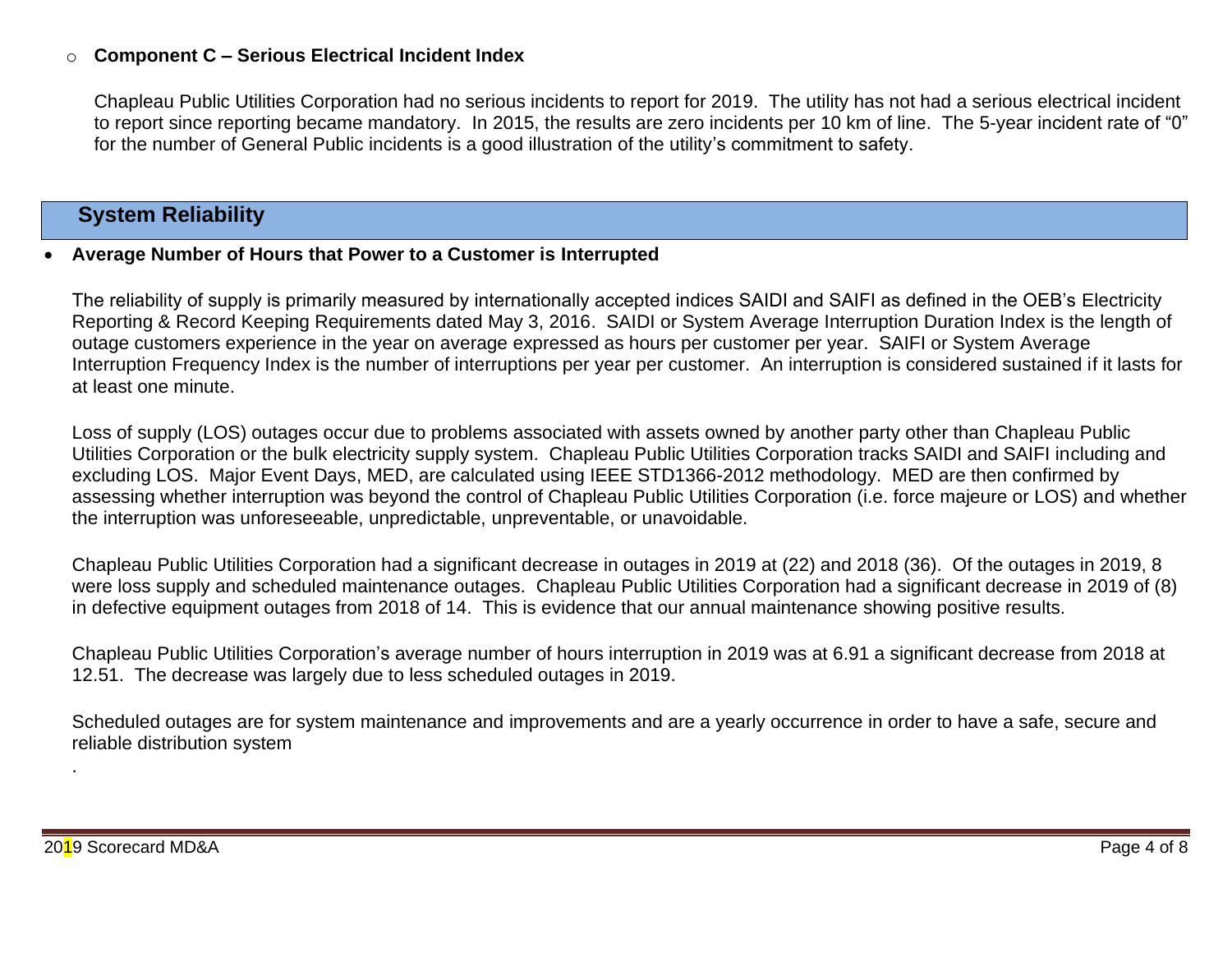- **Component C – Serious Electrical Incident Index**

  Chapleau Public Utilities Corporation had no serious incidents to report for 2019. The utility has not had a serious electrical incident to report since reporting became mandatory. In 2015, the results are zero incidents per 10 km of line. The 5-year incident rate of "0" for the number of General Public incidents is a good illustration of the utility's commitment to safety.

## System Reliability

- **Average Number of Hours that Power to a Customer is Interrupted**

  The reliability of supply is primarily measured by internationally accepted indices SAIDI and SAIFI as defined in the OEB's Electricity Reporting & Record Keeping Requirements dated May 3, 2016. SAIDI or System Average Interruption Duration Index is the length of outage customers experience in the year on average expressed as hours per customer per year. SAIFI or System Average Interruption Frequency Index is the number of interruptions per year per customer. An interruption is considered sustained if it lasts for at least one minute.

  Loss of supply (LOS) outages occur due to problems associated with assets owned by another party other than Chapleau Public Utilities Corporation or the bulk electricity supply system. Chapleau Public Utilities Corporation tracks SAIDI and SAIFI including and excluding LOS. Major Event Days, MED, are calculated using IEEE STD1366-2012 methodology. MED are then confirmed by assessing whether interruption was beyond the control of Chapleau Public Utilities Corporation (i.e. force majeure or LOS) and whether the interruption was unforeseeable, unpredictable, unpreventable, or unavoidable.

  Chapleau Public Utilities Corporation had a significant decrease in outages in 2019 at (22) and 2018 (36). Of the outages in 2019, 8 were loss supply and scheduled maintenance outages. Chapleau Public Utilities Corporation had a significant decrease in 2019 of (8) in defective equipment outages from 2018 of 14. This is evidence that our annual maintenance showing positive results.

  Chapleau Public Utilities Corporation's average number of hours interruption in 2019 was at 6.91 a significant decrease from 2018 at 12.51. The decrease was largely due to less scheduled outages in 2019.

  Scheduled outages are for system maintenance and improvements and are a yearly occurrence in order to have a safe, secure and reliable distribution system

  .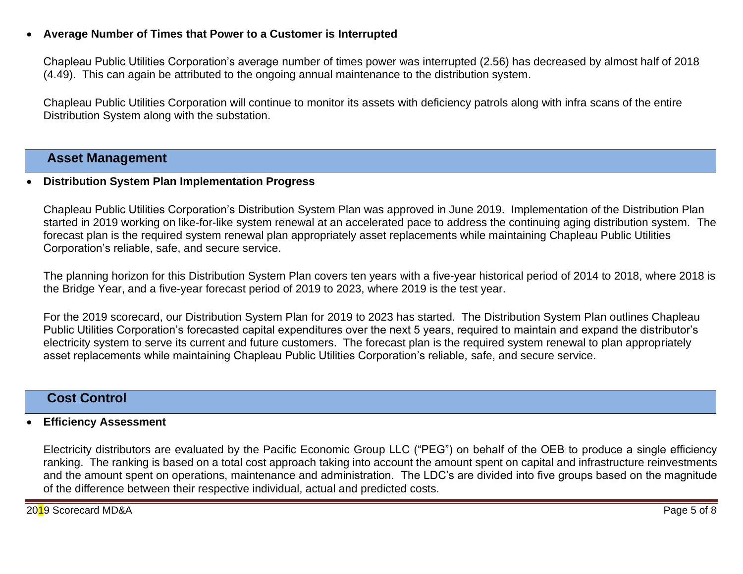- **Average Number of Times that Power to a Customer is Interrupted**

  Chapleau Public Utilities Corporation's average number of times power was interrupted (2.56) has decreased by almost half of 2018 (4.49). This can again be attributed to the ongoing annual maintenance to the distribution system.

  Chapleau Public Utilities Corporation will continue to monitor its assets with deficiency patrols along with infra scans of the entire Distribution System along with the substation.

## Asset Management

- **Distribution System Plan Implementation Progress**

  Chapleau Public Utilities Corporation's Distribution System Plan was approved in June 2019. Implementation of the Distribution Plan started in 2019 working on like-for-like system renewal at an accelerated pace to address the continuing aging distribution system. The forecast plan is the required system renewal plan appropriately asset replacements while maintaining Chapleau Public Utilities Corporation's reliable, safe, and secure service.

  The planning horizon for this Distribution System Plan covers ten years with a five-year historical period of 2014 to 2018, where 2018 is the Bridge Year, and a five-year forecast period of 2019 to 2023, where 2019 is the test year.

  For the 2019 scorecard, our Distribution System Plan for 2019 to 2023 has started. The Distribution System Plan outlines Chapleau Public Utilities Corporation's forecasted capital expenditures over the next 5 years, required to maintain and expand the distributor's electricity system to serve its current and future customers. The forecast plan is the required system renewal to plan appropriately asset replacements while maintaining Chapleau Public Utilities Corporation's reliable, safe, and secure service.

## Cost Control

- **Efficiency Assessment**

  Electricity distributors are evaluated by the Pacific Economic Group LLC ("PEG") on behalf of the OEB to produce a single efficiency ranking. The ranking is based on a total cost approach taking into account the amount spent on capital and infrastructure reinvestments and the amount spent on operations, maintenance and administration. The LDC's are divided into five groups based on the magnitude of the difference between their respective individual, actual and predicted costs.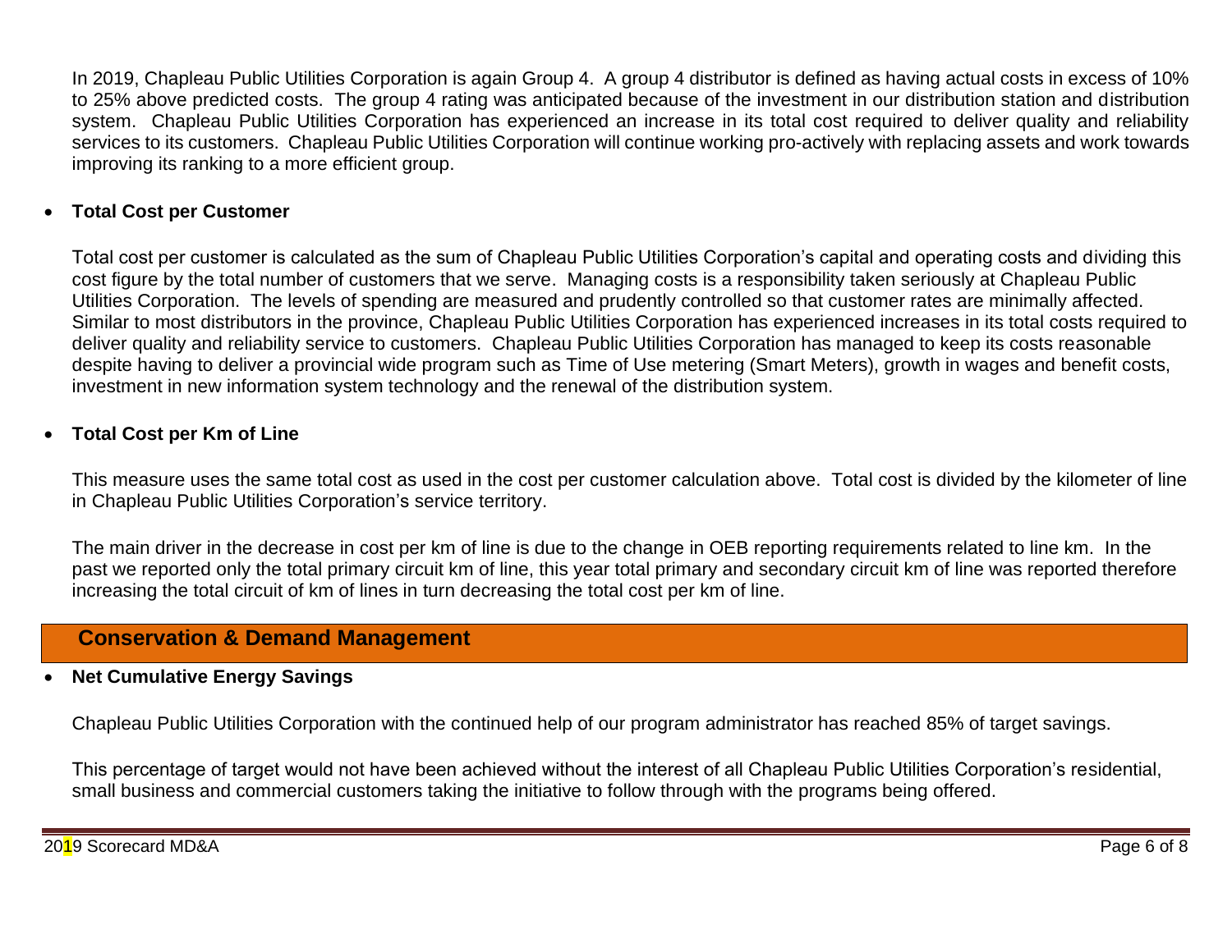In 2019, Chapleau Public Utilities Corporation is again Group 4. A group 4 distributor is defined as having actual costs in excess of 10% to 25% above predicted costs. The group 4 rating was anticipated because of the investment in our distribution station and distribution system. Chapleau Public Utilities Corporation has experienced an increase in its total cost required to deliver quality and reliability services to its customers. Chapleau Public Utilities Corporation will continue working pro-actively with replacing assets and work towards improving its ranking to a more efficient group.

- **Total Cost per Customer**

  Total cost per customer is calculated as the sum of Chapleau Public Utilities Corporation's capital and operating costs and dividing this cost figure by the total number of customers that we serve. Managing costs is a responsibility taken seriously at Chapleau Public Utilities Corporation. The levels of spending are measured and prudently controlled so that customer rates are minimally affected. Similar to most distributors in the province, Chapleau Public Utilities Corporation has experienced increases in its total costs required to deliver quality and reliability service to customers. Chapleau Public Utilities Corporation has managed to keep its costs reasonable despite having to deliver a provincial wide program such as Time of Use metering (Smart Meters), growth in wages and benefit costs, investment in new information system technology and the renewal of the distribution system.

- **Total Cost per Km of Line**

  This measure uses the same total cost as used in the cost per customer calculation above. Total cost is divided by the kilometer of line in Chapleau Public Utilities Corporation's service territory.

  The main driver in the decrease in cost per km of line is due to the change in OEB reporting requirements related to line km. In the past we reported only the total primary circuit km of line, this year total primary and secondary circuit km of line was reported therefore increasing the total circuit of km of lines in turn decreasing the total cost per km of line.

## Conservation & Demand Management

- **Net Cumulative Energy Savings**

  Chapleau Public Utilities Corporation with the continued help of our program administrator has reached 85% of target savings.

  This percentage of target would not have been achieved without the interest of all Chapleau Public Utilities Corporation's residential, small business and commercial customers taking the initiative to follow through with the programs being offered.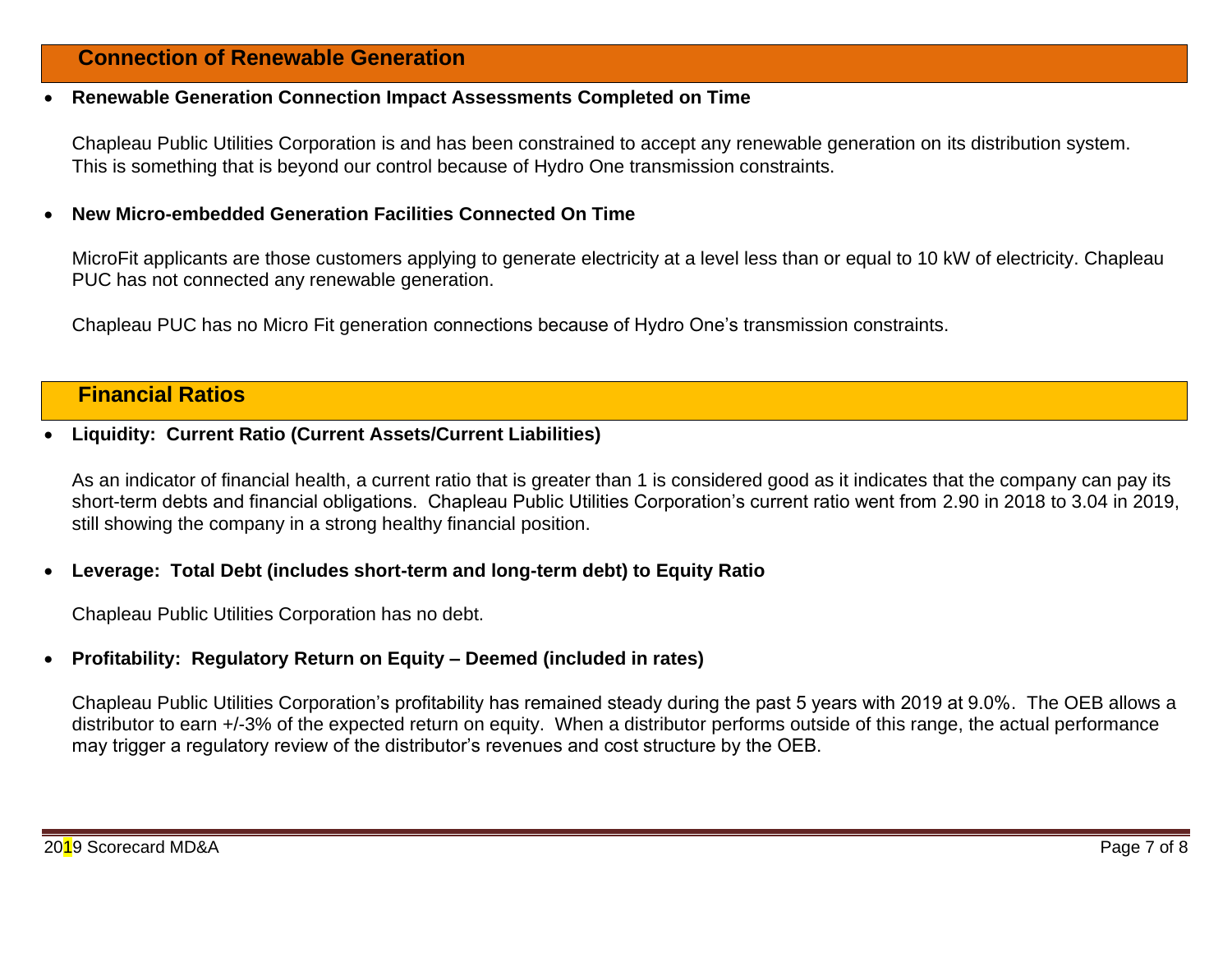## Connection of Renewable Generation

- **Renewable Generation Connection Impact Assessments Completed on Time**

  Chapleau Public Utilities Corporation is and has been constrained to accept any renewable generation on its distribution system. This is something that is beyond our control because of Hydro One transmission constraints.

- **New Micro-embedded Generation Facilities Connected On Time**

  MicroFit applicants are those customers applying to generate electricity at a level less than or equal to 10 kW of electricity. Chapleau PUC has not connected any renewable generation.

  Chapleau PUC has no Micro Fit generation connections because of Hydro One's transmission constraints.

## Financial Ratios

- **Liquidity: Current Ratio (Current Assets/Current Liabilities)**

  As an indicator of financial health, a current ratio that is greater than 1 is considered good as it indicates that the company can pay its short-term debts and financial obligations. Chapleau Public Utilities Corporation's current ratio went from 2.90 in 2018 to 3.04 in 2019, still showing the company in a strong healthy financial position.

- **Leverage: Total Debt (includes short-term and long-term debt) to Equity Ratio**

  Chapleau Public Utilities Corporation has no debt.

- **Profitability: Regulatory Return on Equity – Deemed (included in rates)**

  Chapleau Public Utilities Corporation's profitability has remained steady during the past 5 years with 2019 at 9.0%. The OEB allows a distributor to earn +/-3% of the expected return on equity. When a distributor performs outside of this range, the actual performance may trigger a regulatory review of the distributor's revenues and cost structure by the OEB.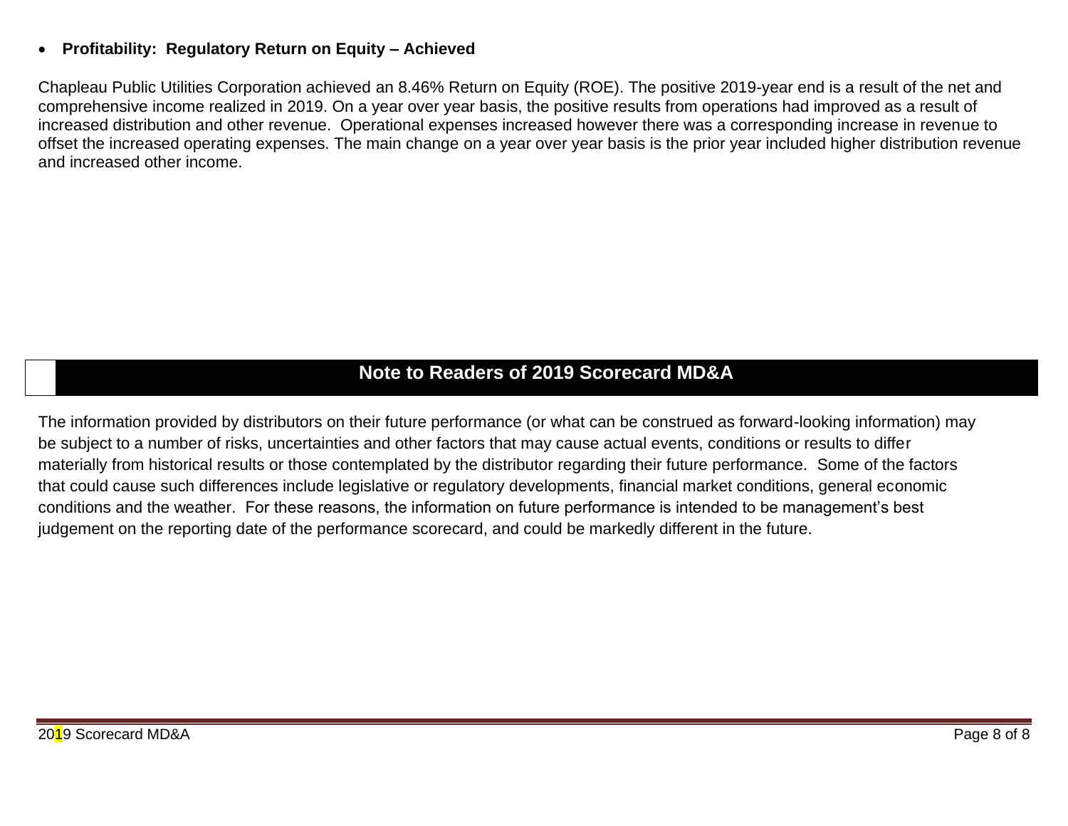- **Profitability: Regulatory Return on Equity – Achieved**

Chapleau Public Utilities Corporation achieved an 8.46% Return on Equity (ROE). The positive 2019-year end is a result of the net and comprehensive income realized in 2019. On a year over year basis, the positive results from operations had improved as a result of increased distribution and other revenue. Operational expenses increased however there was a corresponding increase in revenue to offset the increased operating expenses. The main change on a year over year basis is the prior year included higher distribution revenue and increased other income.

## Note to Readers of 2019 Scorecard MD&A

The information provided by distributors on their future performance (or what can be construed as forward-looking information) may be subject to a number of risks, uncertainties and other factors that may cause actual events, conditions or results to differ materially from historical results or those contemplated by the distributor regarding their future performance. Some of the factors that could cause such differences include legislative or regulatory developments, financial market conditions, general economic conditions and the weather. For these reasons, the information on future performance is intended to be management's best judgement on the reporting date of the performance scorecard, and could be markedly different in the future.